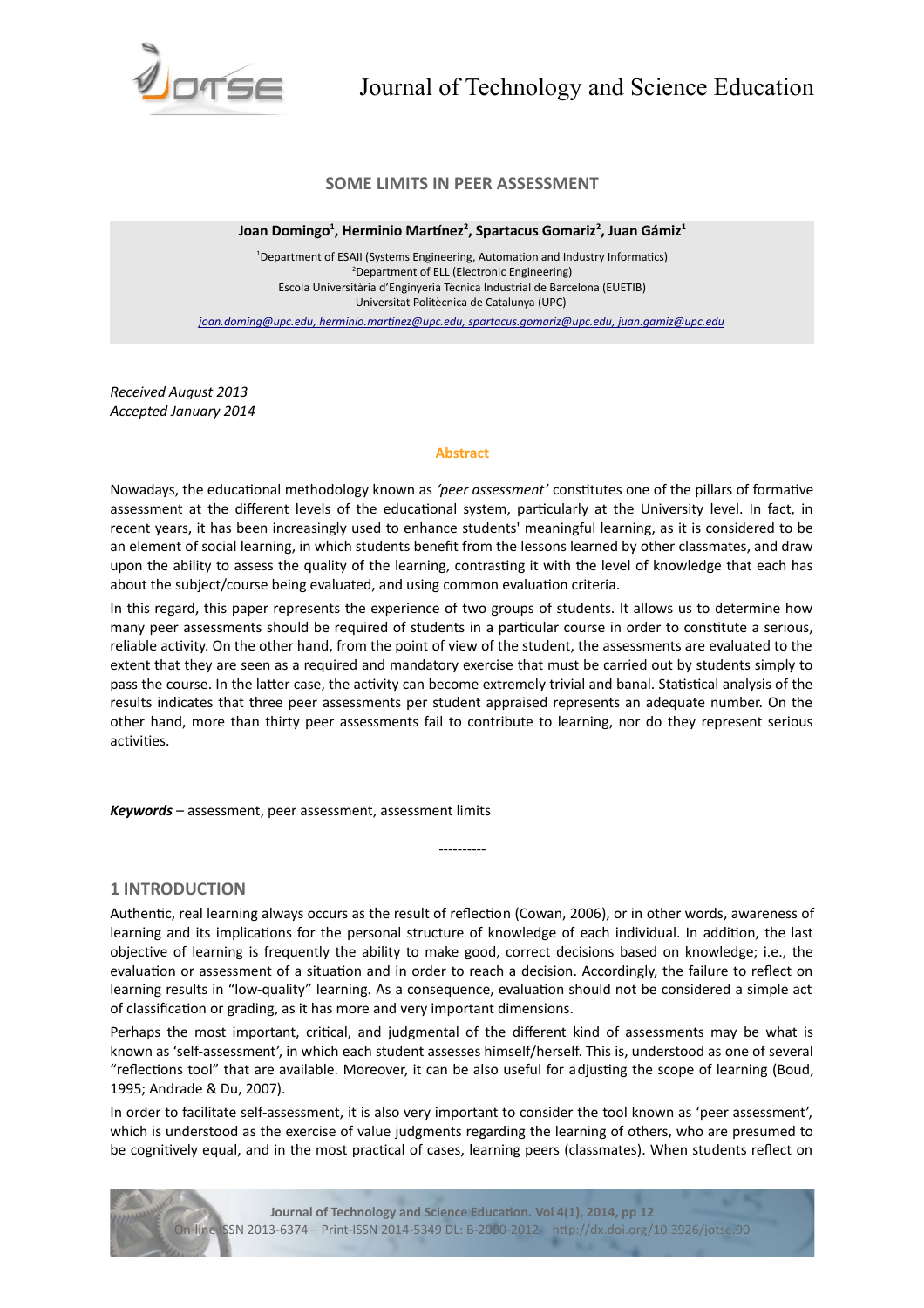# SOME LIMITS IN PEER ASSESSMENT

**Joan Domingo[1], Herminio Martínez[2], Spartacus Gomariz[2], Juan Gámiz[1]**

[1]Department of ESAII (Systems Engineering, Automation and Industry Informatics)
[2]Department of ELL (Electronic Engineering)
Escola Universitària d'Enginyeria Tècnica Industrial de Barcelona (EUETIB)
Universitat Politècnica de Catalunya (UPC)

joan.doming@upc.edu, herminio.martinez@upc.edu, spartacus.gomariz@upc.edu, juan.gamiz@upc.edu

*Received August 2013*
*Accepted January 2014*

## Abstract

Nowadays, the educational methodology known as *'peer assessment'* constitutes one of the pillars of formative assessment at the different levels of the educational system, particularly at the University level. In fact, in recent years, it has been increasingly used to enhance students' meaningful learning, as it is considered to be an element of social learning, in which students benefit from the lessons learned by other classmates, and draw upon the ability to assess the quality of the learning, contrasting it with the level of knowledge that each has about the subject/course being evaluated, and using common evaluation criteria.

In this regard, this paper represents the experience of two groups of students. It allows us to determine how many peer assessments should be required of students in a particular course in order to constitute a serious, reliable activity. On the other hand, from the point of view of the student, the assessments are evaluated to the extent that they are seen as a required and mandatory exercise that must be carried out by students simply to pass the course. In the latter case, the activity can become extremely trivial and banal. Statistical analysis of the results indicates that three peer assessments per student appraised represents an adequate number. On the other hand, more than thirty peer assessments fail to contribute to learning, nor do they represent serious activities.

***Keywords*** – assessment, peer assessment, assessment limits

----------

## 1 INTRODUCTION

Authentic, real learning always occurs as the result of reflection (Cowan, 2006), or in other words, awareness of learning and its implications for the personal structure of knowledge of each individual. In addition, the last objective of learning is frequently the ability to make good, correct decisions based on knowledge; i.e., the evaluation or assessment of a situation and in order to reach a decision. Accordingly, the failure to reflect on learning results in "low-quality" learning. As a consequence, evaluation should not be considered a simple act of classification or grading, as it has more and very important dimensions.

Perhaps the most important, critical, and judgmental of the different kind of assessments may be what is known as 'self-assessment', in which each student assesses himself/herself. This is, understood as one of several "reflections tool" that are available. Moreover, it can be also useful for adjusting the scope of learning (Boud, 1995; Andrade & Du, 2007).

In order to facilitate self-assessment, it is also very important to consider the tool known as 'peer assessment', which is understood as the exercise of value judgments regarding the learning of others, who are presumed to be cognitively equal, and in the most practical of cases, learning peers (classmates). When students reflect on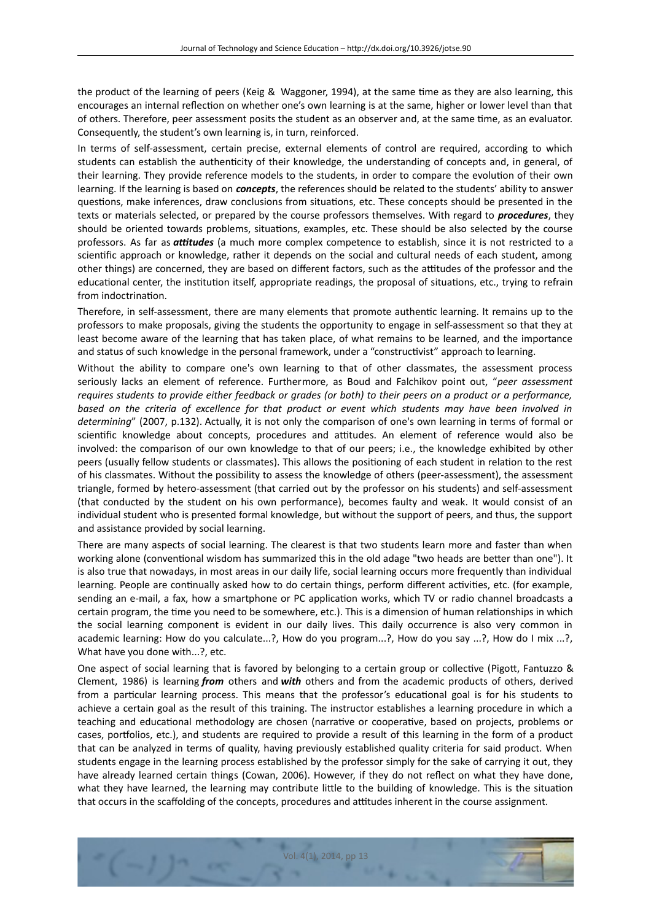the product of the learning of peers (Keig & Waggoner, 1994), at the same time as they are also learning, this encourages an internal reflection on whether one's own learning is at the same, higher or lower level than that of others. Therefore, peer assessment posits the student as an observer and, at the same time, as an evaluator. Consequently, the student's own learning is, in turn, reinforced.

In terms of self-assessment, certain precise, external elements of control are required, according to which students can establish the authenticity of their knowledge, the understanding of concepts and, in general, of their learning. They provide reference models to the students, in order to compare the evolution of their own learning. If the learning is based on ***concepts***, the references should be related to the students' ability to answer questions, make inferences, draw conclusions from situations, etc. These concepts should be presented in the texts or materials selected, or prepared by the course professors themselves. With regard to ***procedures***, they should be oriented towards problems, situations, examples, etc. These should be also selected by the course professors. As far as ***attitudes*** (a much more complex competence to establish, since it is not restricted to a scientific approach or knowledge, rather it depends on the social and cultural needs of each student, among other things) are concerned, they are based on different factors, such as the attitudes of the professor and the educational center, the institution itself, appropriate readings, the proposal of situations, etc., trying to refrain from indoctrination.

Therefore, in self-assessment, there are many elements that promote authentic learning. It remains up to the professors to make proposals, giving the students the opportunity to engage in self-assessment so that they at least become aware of the learning that has taken place, of what remains to be learned, and the importance and status of such knowledge in the personal framework, under a "constructivist" approach to learning.

Without the ability to compare one's own learning to that of other classmates, the assessment process seriously lacks an element of reference. Furthermore, as Boud and Falchikov point out, "*peer assessment requires students to provide either feedback or grades (or both) to their peers on a product or a performance, based on the criteria of excellence for that product or event which students may have been involved in determining*" (2007, p.132). Actually, it is not only the comparison of one's own learning in terms of formal or scientific knowledge about concepts, procedures and attitudes. An element of reference would also be involved: the comparison of our own knowledge to that of our peers; i.e., the knowledge exhibited by other peers (usually fellow students or classmates). This allows the positioning of each student in relation to the rest of his classmates. Without the possibility to assess the knowledge of others (peer-assessment), the assessment triangle, formed by hetero-assessment (that carried out by the professor on his students) and self-assessment (that conducted by the student on his own performance), becomes faulty and weak. It would consist of an individual student who is presented formal knowledge, but without the support of peers, and thus, the support and assistance provided by social learning.

There are many aspects of social learning. The clearest is that two students learn more and faster than when working alone (conventional wisdom has summarized this in the old adage "two heads are better than one"). It is also true that nowadays, in most areas in our daily life, social learning occurs more frequently than individual learning. People are continually asked how to do certain things, perform different activities, etc. (for example, sending an e-mail, a fax, how a smartphone or PC application works, which TV or radio channel broadcasts a certain program, the time you need to be somewhere, etc.). This is a dimension of human relationships in which the social learning component is evident in our daily lives. This daily occurrence is also very common in academic learning: How do you calculate...?, How do you program...?, How do you say ...?, How do I mix ...?, What have you done with...?, etc.

One aspect of social learning that is favored by belonging to a certain group or collective (Pigott, Fantuzzo & Clement, 1986) is learning ***from*** others and ***with*** others and from the academic products of others, derived from a particular learning process. This means that the professor's educational goal is for his students to achieve a certain goal as the result of this training. The instructor establishes a learning procedure in which a teaching and educational methodology are chosen (narrative or cooperative, based on projects, problems or cases, portfolios, etc.), and students are required to provide a result of this learning in the form of a product that can be analyzed in terms of quality, having previously established quality criteria for said product. When students engage in the learning process established by the professor simply for the sake of carrying it out, they have already learned certain things (Cowan, 2006). However, if they do not reflect on what they have done, what they have learned, the learning may contribute little to the building of knowledge. This is the situation that occurs in the scaffolding of the concepts, procedures and attitudes inherent in the course assignment.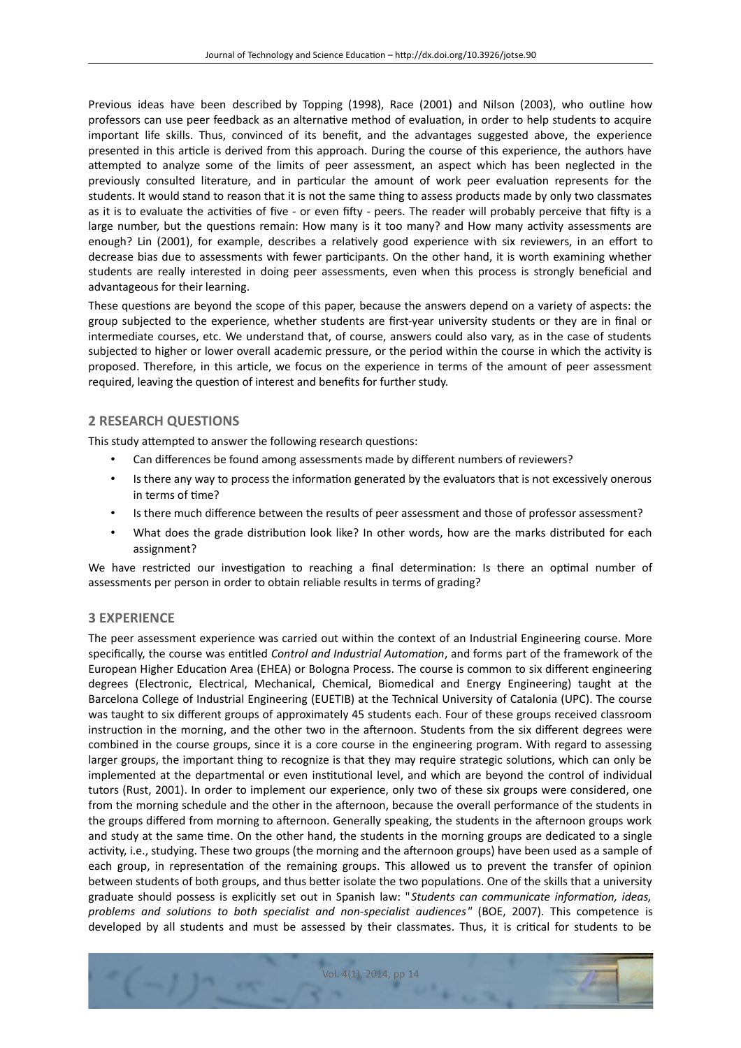Previous ideas have been described by Topping (1998), Race (2001) and Nilson (2003), who outline how professors can use peer feedback as an alternative method of evaluation, in order to help students to acquire important life skills. Thus, convinced of its benefit, and the advantages suggested above, the experience presented in this article is derived from this approach. During the course of this experience, the authors have attempted to analyze some of the limits of peer assessment, an aspect which has been neglected in the previously consulted literature, and in particular the amount of work peer evaluation represents for the students. It would stand to reason that it is not the same thing to assess products made by only two classmates as it is to evaluate the activities of five - or even fifty - peers. The reader will probably perceive that fifty is a large number, but the questions remain: How many is it too many? and How many activity assessments are enough? Lin (2001), for example, describes a relatively good experience with six reviewers, in an effort to decrease bias due to assessments with fewer participants. On the other hand, it is worth examining whether students are really interested in doing peer assessments, even when this process is strongly beneficial and advantageous for their learning.

These questions are beyond the scope of this paper, because the answers depend on a variety of aspects: the group subjected to the experience, whether students are first-year university students or they are in final or intermediate courses, etc. We understand that, of course, answers could also vary, as in the case of students subjected to higher or lower overall academic pressure, or the period within the course in which the activity is proposed. Therefore, in this article, we focus on the experience in terms of the amount of peer assessment required, leaving the question of interest and benefits for further study.

## 2 RESEARCH QUESTIONS

This study attempted to answer the following research questions:

- Can differences be found among assessments made by different numbers of reviewers?
- Is there any way to process the information generated by the evaluators that is not excessively onerous in terms of time?
- Is there much difference between the results of peer assessment and those of professor assessment?
- What does the grade distribution look like? In other words, how are the marks distributed for each assignment?

We have restricted our investigation to reaching a final determination: Is there an optimal number of assessments per person in order to obtain reliable results in terms of grading?

## 3 EXPERIENCE

The peer assessment experience was carried out within the context of an Industrial Engineering course. More specifically, the course was entitled *Control and Industrial Automation*, and forms part of the framework of the European Higher Education Area (EHEA) or Bologna Process. The course is common to six different engineering degrees (Electronic, Electrical, Mechanical, Chemical, Biomedical and Energy Engineering) taught at the Barcelona College of Industrial Engineering (EUETIB) at the Technical University of Catalonia (UPC). The course was taught to six different groups of approximately 45 students each. Four of these groups received classroom instruction in the morning, and the other two in the afternoon. Students from the six different degrees were combined in the course groups, since it is a core course in the engineering program. With regard to assessing larger groups, the important thing to recognize is that they may require strategic solutions, which can only be implemented at the departmental or even institutional level, and which are beyond the control of individual tutors (Rust, 2001). In order to implement our experience, only two of these six groups were considered, one from the morning schedule and the other in the afternoon, because the overall performance of the students in the groups differed from morning to afternoon. Generally speaking, the students in the afternoon groups work and study at the same time. On the other hand, the students in the morning groups are dedicated to a single activity, i.e., studying. These two groups (the morning and the afternoon groups) have been used as a sample of each group, in representation of the remaining groups. This allowed us to prevent the transfer of opinion between students of both groups, and thus better isolate the two populations. One of the skills that a university graduate should possess is explicitly set out in Spanish law: "*Students can communicate information, ideas, problems and solutions to both specialist and non-specialist audiences*" (BOE, 2007). This competence is developed by all students and must be assessed by their classmates. Thus, it is critical for students to be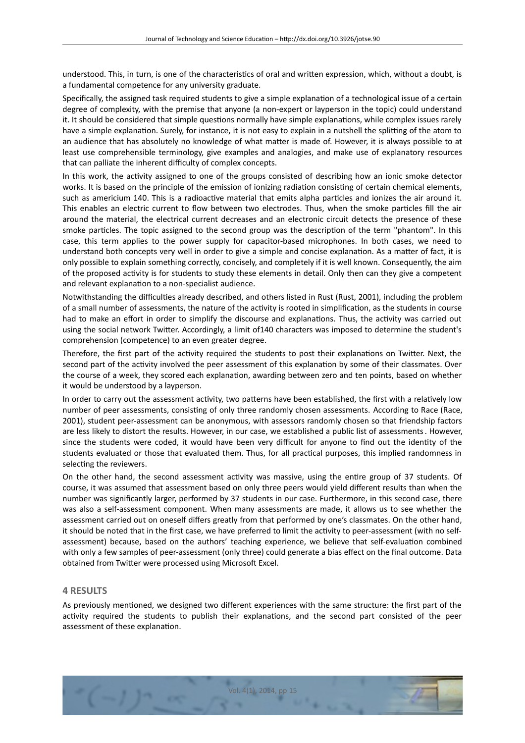understood. This, in turn, is one of the characteristics of oral and written expression, which, without a doubt, is a fundamental competence for any university graduate.

Specifically, the assigned task required students to give a simple explanation of a technological issue of a certain degree of complexity, with the premise that anyone (a non-expert or layperson in the topic) could understand it. It should be considered that simple questions normally have simple explanations, while complex issues rarely have a simple explanation. Surely, for instance, it is not easy to explain in a nutshell the splitting of the atom to an audience that has absolutely no knowledge of what matter is made of. However, it is always possible to at least use comprehensible terminology, give examples and analogies, and make use of explanatory resources that can palliate the inherent difficulty of complex concepts.

In this work, the activity assigned to one of the groups consisted of describing how an ionic smoke detector works. It is based on the principle of the emission of ionizing radiation consisting of certain chemical elements, such as americium 140. This is a radioactive material that emits alpha particles and ionizes the air around it. This enables an electric current to flow between two electrodes. Thus, when the smoke particles fill the air around the material, the electrical current decreases and an electronic circuit detects the presence of these smoke particles. The topic assigned to the second group was the description of the term "phantom". In this case, this term applies to the power supply for capacitor-based microphones. In both cases, we need to understand both concepts very well in order to give a simple and concise explanation. As a matter of fact, it is only possible to explain something correctly, concisely, and completely if it is well known. Consequently, the aim of the proposed activity is for students to study these elements in detail. Only then can they give a competent and relevant explanation to a non-specialist audience.

Notwithstanding the difficulties already described, and others listed in Rust (Rust, 2001), including the problem of a small number of assessments, the nature of the activity is rooted in simplification, as the students in course had to make an effort in order to simplify the discourse and explanations. Thus, the activity was carried out using the social network Twitter. Accordingly, a limit of140 characters was imposed to determine the student's comprehension (competence) to an even greater degree.

Therefore, the first part of the activity required the students to post their explanations on Twitter. Next, the second part of the activity involved the peer assessment of this explanation by some of their classmates. Over the course of a week, they scored each explanation, awarding between zero and ten points, based on whether it would be understood by a layperson.

In order to carry out the assessment activity, two patterns have been established, the first with a relatively low number of peer assessments, consisting of only three randomly chosen assessments. According to Race (Race, 2001), student peer-assessment can be anonymous, with assessors randomly chosen so that friendship factors are less likely to distort the results. However, in our case, we established a public list of assessments. However, since the students were coded, it would have been very difficult for anyone to find out the identity of the students evaluated or those that evaluated them. Thus, for all practical purposes, this implied randomness in selecting the reviewers.

On the other hand, the second assessment activity was massive, using the entire group of 37 students. Of course, it was assumed that assessment based on only three peers would yield different results than when the number was significantly larger, performed by 37 students in our case. Furthermore, in this second case, there was also a self-assessment component. When many assessments are made, it allows us to see whether the assessment carried out on oneself differs greatly from that performed by one's classmates. On the other hand, it should be noted that in the first case, we have preferred to limit the activity to peer-assessment (with no self-assessment) because, based on the authors' teaching experience, we believe that self-evaluation combined with only a few samples of peer-assessment (only three) could generate a bias effect on the final outcome. Data obtained from Twitter were processed using Microsoft Excel.

## 4 RESULTS

As previously mentioned, we designed two different experiences with the same structure: the first part of the activity required the students to publish their explanations, and the second part consisted of the peer assessment of these explanation.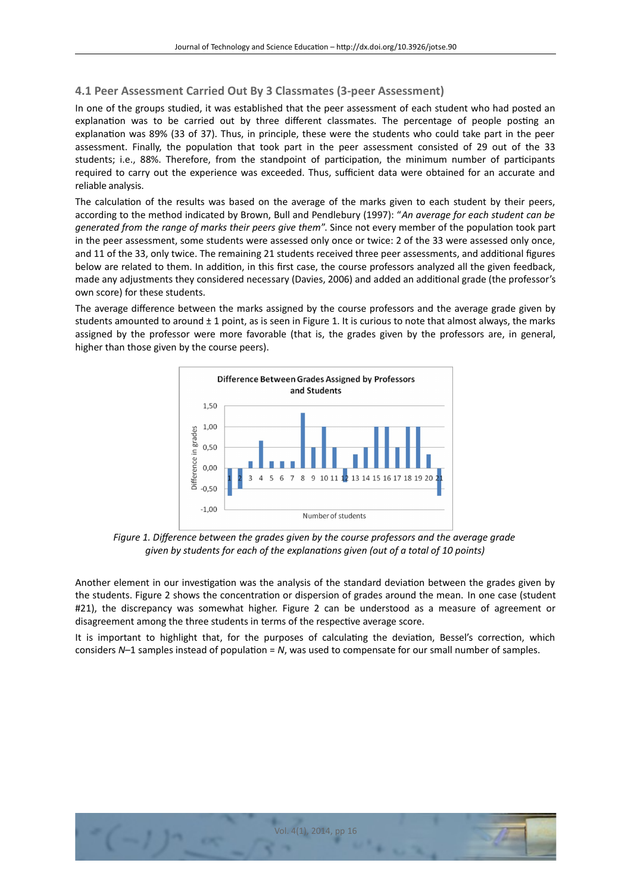### 4.1 Peer Assessment Carried Out By 3 Classmates (3-peer Assessment)

In one of the groups studied, it was established that the peer assessment of each student who had posted an explanation was to be carried out by three different classmates. The percentage of people posting an explanation was 89% (33 of 37). Thus, in principle, these were the students who could take part in the peer assessment. Finally, the population that took part in the peer assessment consisted of 29 out of the 33 students; i.e., 88%. Therefore, from the standpoint of participation, the minimum number of participants required to carry out the experience was exceeded. Thus, sufficient data were obtained for an accurate and reliable analysis.

The calculation of the results was based on the average of the marks given to each student by their peers, according to the method indicated by Brown, Bull and Pendlebury (1997): "*An average for each student can be generated from the range of marks their peers give them*". Since not every member of the population took part in the peer assessment, some students were assessed only once or twice: 2 of the 33 were assessed only once, and 11 of the 33, only twice. The remaining 21 students received three peer assessments, and additional figures below are related to them. In addition, in this first case, the course professors analyzed all the given feedback, made any adjustments they considered necessary (Davies, 2006) and added an additional grade (the professor's own score) for these students.

The average difference between the marks assigned by the course professors and the average grade given by students amounted to around ± 1 point, as is seen in Figure 1. It is curious to note that almost always, the marks assigned by the professor were more favorable (that is, the grades given by the professors are, in general, higher than those given by the course peers).

*Figure 1. Difference between the grades given by the course professors and the average grade given by students for each of the explanations given (out of a total of 10 points)*

Another element in our investigation was the analysis of the standard deviation between the grades given by the students. Figure 2 shows the concentration or dispersion of grades around the mean. In one case (student #21), the discrepancy was somewhat higher. Figure 2 can be understood as a measure of agreement or disagreement among the three students in terms of the respective average score.

It is important to highlight that, for the purposes of calculating the deviation, Bessel's correction, which considers $N$–1 samples instead of population = $N$, was used to compensate for our small number of samples.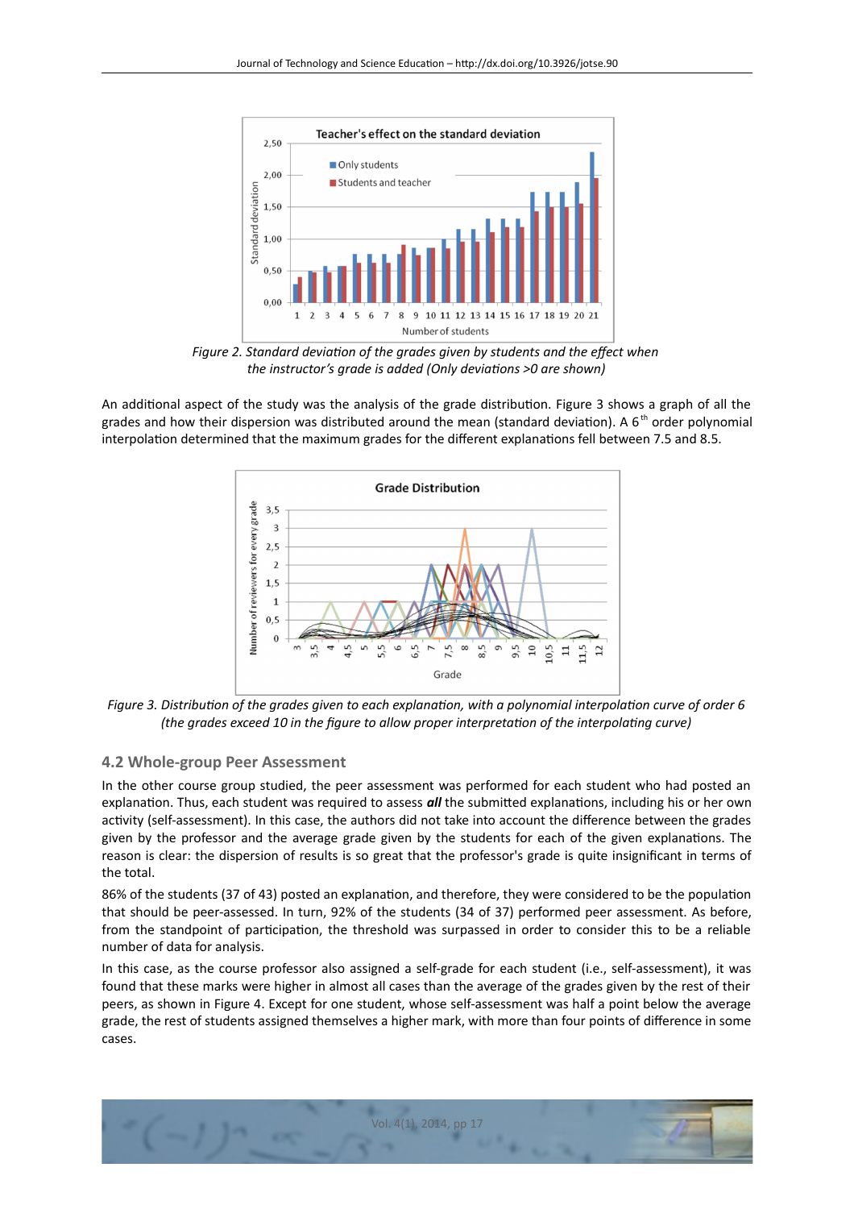Figure 2. Standard deviation of the grades given by students and the effect when the instructor's grade is added (Only deviations >0 are shown)

An additional aspect of the study was the analysis of the grade distribution. Figure 3 shows a graph of all the grades and how their dispersion was distributed around the mean (standard deviation). A 6[th] order polynomial interpolation determined that the maximum grades for the different explanations fell between 7.5 and 8.5.

Figure 3. Distribution of the grades given to each explanation, with a polynomial interpolation curve of order 6 (the grades exceed 10 in the figure to allow proper interpretation of the interpolating curve)

## 4.2 Whole-group Peer Assessment

In the other course group studied, the peer assessment was performed for each student who had posted an explanation. Thus, each student was required to assess ***all*** the submitted explanations, including his or her own activity (self-assessment). In this case, the authors did not take into account the difference between the grades given by the professor and the average grade given by the students for each of the given explanations. The reason is clear: the dispersion of results is so great that the professor's grade is quite insignificant in terms of the total.

86% of the students (37 of 43) posted an explanation, and therefore, they were considered to be the population that should be peer-assessed. In turn, 92% of the students (34 of 37) performed peer assessment. As before, from the standpoint of participation, the threshold was surpassed in order to consider this to be a reliable number of data for analysis.

In this case, as the course professor also assigned a self-grade for each student (i.e., self-assessment), it was found that these marks were higher in almost all cases than the average of the grades given by the rest of their peers, as shown in Figure 4. Except for one student, whose self-assessment was half a point below the average grade, the rest of students assigned themselves a higher mark, with more than four points of difference in some cases.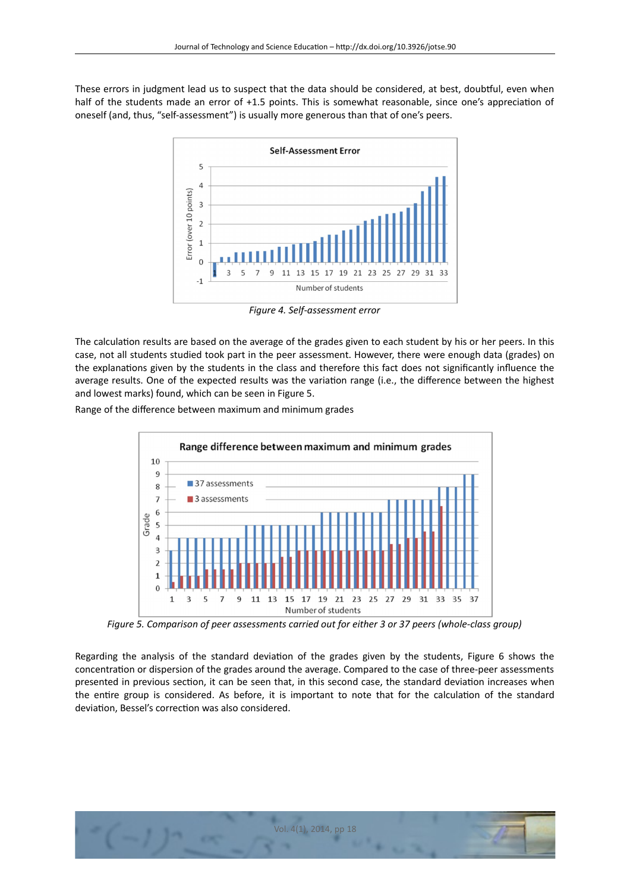These errors in judgment lead us to suspect that the data should be considered, at best, doubtful, even when half of the students made an error of +1.5 points. This is somewhat reasonable, since one's appreciation of oneself (and, thus, "self-assessment") is usually more generous than that of one's peers.

*Figure 4. Self-assessment error*

The calculation results are based on the average of the grades given to each student by his or her peers. In this case, not all students studied took part in the peer assessment. However, there were enough data (grades) on the explanations given by the students in the class and therefore this fact does not significantly influence the average results. One of the expected results was the variation range (i.e., the difference between the highest and lowest marks) found, which can be seen in Figure 5.

Range of the difference between maximum and minimum grades

*Figure 5. Comparison of peer assessments carried out for either 3 or 37 peers (whole-class group)*

Regarding the analysis of the standard deviation of the grades given by the students, Figure 6 shows the concentration or dispersion of the grades around the average. Compared to the case of three-peer assessments presented in previous section, it can be seen that, in this second case, the standard deviation increases when the entire group is considered. As before, it is important to note that for the calculation of the standard deviation, Bessel's correction was also considered.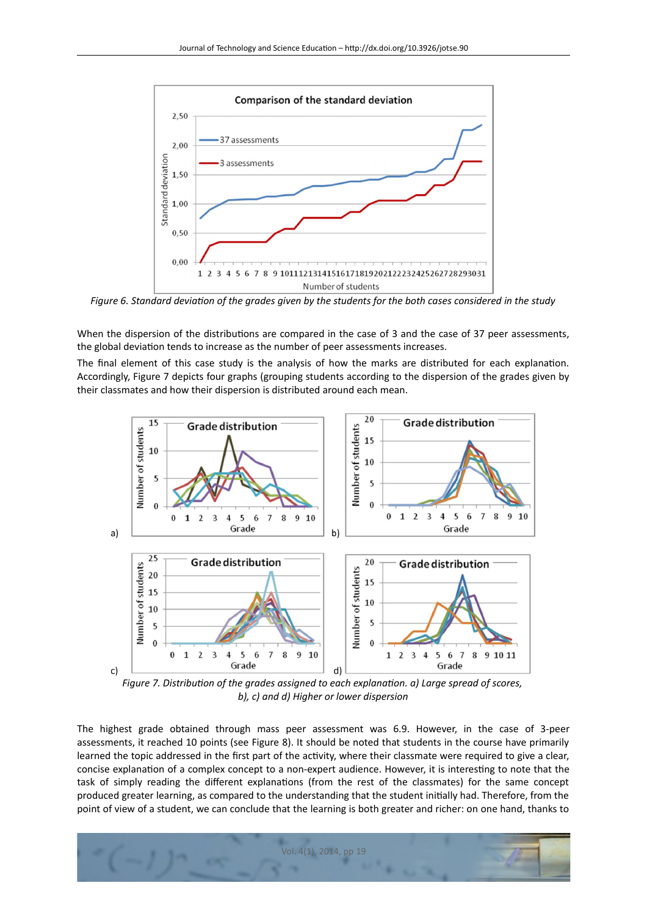Figure 6. Standard deviation of the grades given by the students for the both cases considered in the study

When the dispersion of the distributions are compared in the case of 3 and the case of 37 peer assessments, the global deviation tends to increase as the number of peer assessments increases.

The final element of this case study is the analysis of how the marks are distributed for each explanation. Accordingly, Figure 7 depicts four graphs (grouping students according to the dispersion of the grades given by their classmates and how their dispersion is distributed around each mean.

Figure 7. Distribution of the grades assigned to each explanation. a) Large spread of scores, b), c) and d) Higher or lower dispersion

The highest grade obtained through mass peer assessment was 6.9. However, in the case of 3-peer assessments, it reached 10 points (see Figure 8). It should be noted that students in the course have primarily learned the topic addressed in the first part of the activity, where their classmate were required to give a clear, concise explanation of a complex concept to a non-expert audience. However, it is interesting to note that the task of simply reading the different explanations (from the rest of the classmates) for the same concept produced greater learning, as compared to the understanding that the student initially had. Therefore, from the point of view of a student, we can conclude that the learning is both greater and richer: on one hand, thanks to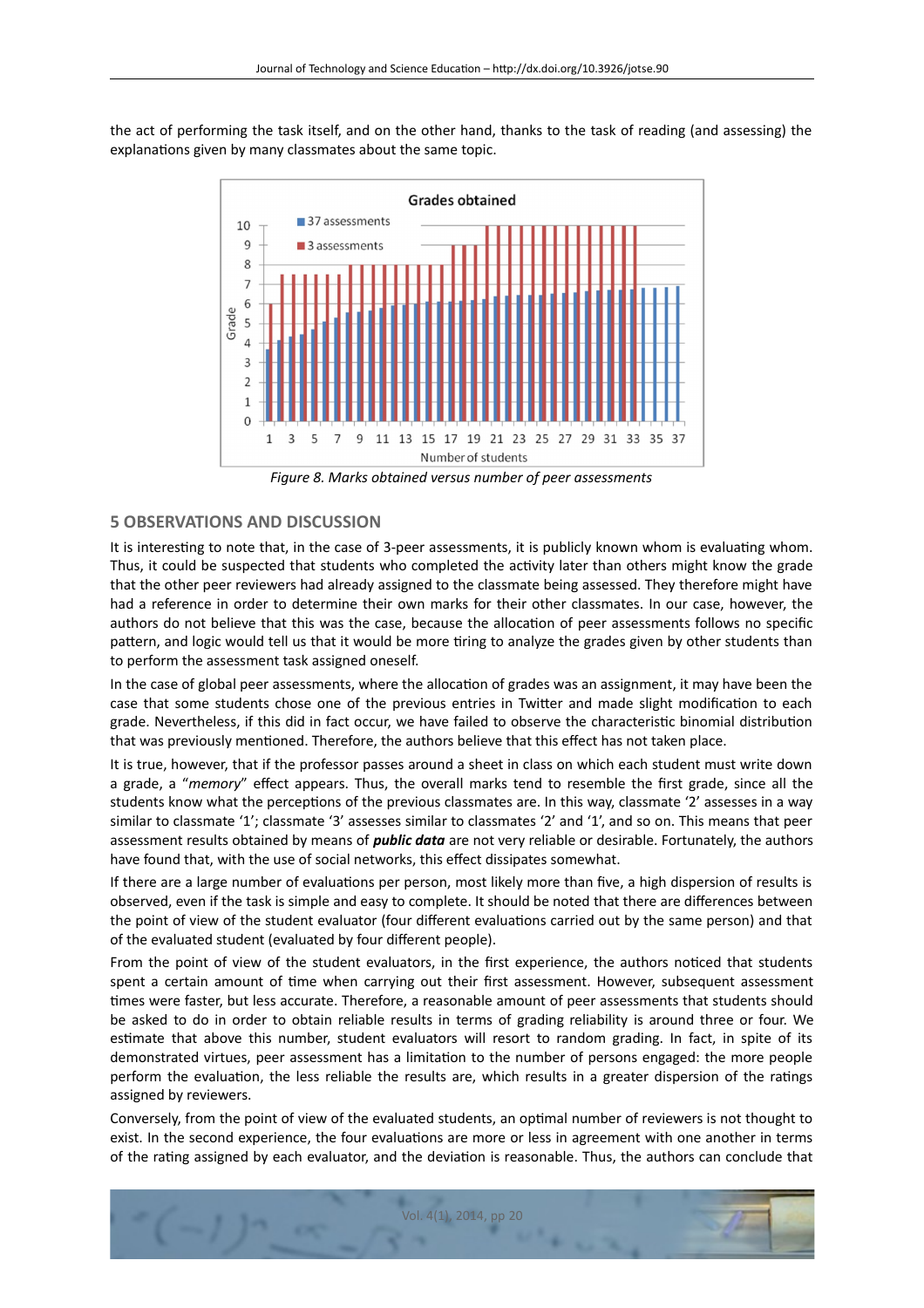the act of performing the task itself, and on the other hand, thanks to the task of reading (and assessing) the explanations given by many classmates about the same topic.

Figure 8. Marks obtained versus number of peer assessments

## 5 OBSERVATIONS AND DISCUSSION

It is interesting to note that, in the case of 3-peer assessments, it is publicly known whom is evaluating whom. Thus, it could be suspected that students who completed the activity later than others might know the grade that the other peer reviewers had already assigned to the classmate being assessed. They therefore might have had a reference in order to determine their own marks for their other classmates. In our case, however, the authors do not believe that this was the case, because the allocation of peer assessments follows no specific pattern, and logic would tell us that it would be more tiring to analyze the grades given by other students than to perform the assessment task assigned oneself.

In the case of global peer assessments, where the allocation of grades was an assignment, it may have been the case that some students chose one of the previous entries in Twitter and made slight modification to each grade. Nevertheless, if this did in fact occur, we have failed to observe the characteristic binomial distribution that was previously mentioned. Therefore, the authors believe that this effect has not taken place.

It is true, however, that if the professor passes around a sheet in class on which each student must write down a grade, a "*memory*" effect appears. Thus, the overall marks tend to resemble the first grade, since all the students know what the perceptions of the previous classmates are. In this way, classmate '2' assesses in a way similar to classmate '1'; classmate '3' assesses similar to classmates '2' and '1', and so on. This means that peer assessment results obtained by means of ***public data*** are not very reliable or desirable. Fortunately, the authors have found that, with the use of social networks, this effect dissipates somewhat.

If there are a large number of evaluations per person, most likely more than five, a high dispersion of results is observed, even if the task is simple and easy to complete. It should be noted that there are differences between the point of view of the student evaluator (four different evaluations carried out by the same person) and that of the evaluated student (evaluated by four different people).

From the point of view of the student evaluators, in the first experience, the authors noticed that students spent a certain amount of time when carrying out their first assessment. However, subsequent assessment times were faster, but less accurate. Therefore, a reasonable amount of peer assessments that students should be asked to do in order to obtain reliable results in terms of grading reliability is around three or four. We estimate that above this number, student evaluators will resort to random grading. In fact, in spite of its demonstrated virtues, peer assessment has a limitation to the number of persons engaged: the more people perform the evaluation, the less reliable the results are, which results in a greater dispersion of the ratings assigned by reviewers.

Conversely, from the point of view of the evaluated students, an optimal number of reviewers is not thought to exist. In the second experience, the four evaluations are more or less in agreement with one another in terms of the rating assigned by each evaluator, and the deviation is reasonable. Thus, the authors can conclude that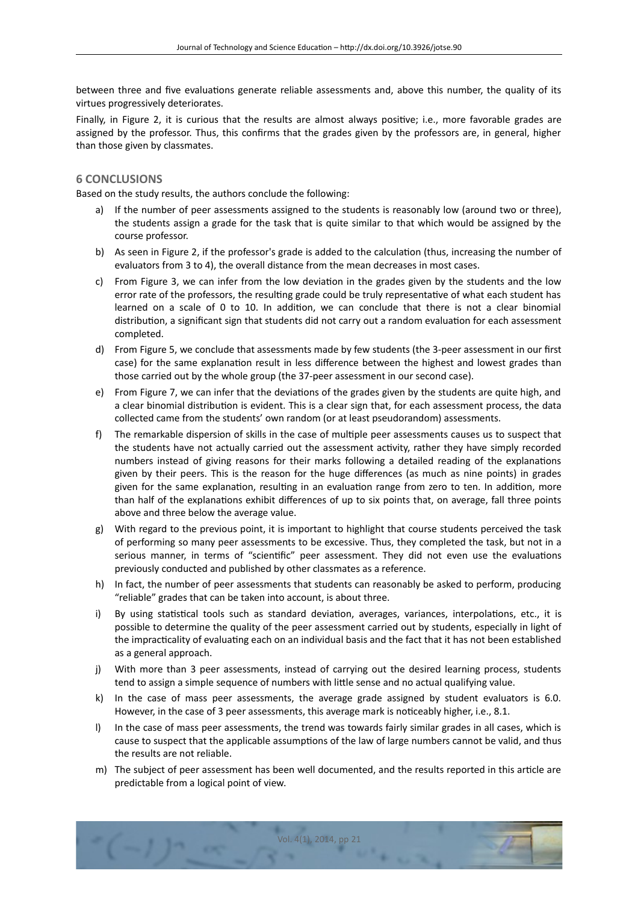between three and five evaluations generate reliable assessments and, above this number, the quality of its virtues progressively deteriorates.

Finally, in Figure 2, it is curious that the results are almost always positive; i.e., more favorable grades are assigned by the professor. Thus, this confirms that the grades given by the professors are, in general, higher than those given by classmates.

## 6 CONCLUSIONS

Based on the study results, the authors conclude the following:

a) If the number of peer assessments assigned to the students is reasonably low (around two or three), the students assign a grade for the task that is quite similar to that which would be assigned by the course professor.

b) As seen in Figure 2, if the professor's grade is added to the calculation (thus, increasing the number of evaluators from 3 to 4), the overall distance from the mean decreases in most cases.

c) From Figure 3, we can infer from the low deviation in the grades given by the students and the low error rate of the professors, the resulting grade could be truly representative of what each student has learned on a scale of 0 to 10. In addition, we can conclude that there is not a clear binomial distribution, a significant sign that students did not carry out a random evaluation for each assessment completed.

d) From Figure 5, we conclude that assessments made by few students (the 3-peer assessment in our first case) for the same explanation result in less difference between the highest and lowest grades than those carried out by the whole group (the 37-peer assessment in our second case).

e) From Figure 7, we can infer that the deviations of the grades given by the students are quite high, and a clear binomial distribution is evident. This is a clear sign that, for each assessment process, the data collected came from the students' own random (or at least pseudorandom) assessments.

f) The remarkable dispersion of skills in the case of multiple peer assessments causes us to suspect that the students have not actually carried out the assessment activity, rather they have simply recorded numbers instead of giving reasons for their marks following a detailed reading of the explanations given by their peers. This is the reason for the huge differences (as much as nine points) in grades given for the same explanation, resulting in an evaluation range from zero to ten. In addition, more than half of the explanations exhibit differences of up to six points that, on average, fall three points above and three below the average value.

g) With regard to the previous point, it is important to highlight that course students perceived the task of performing so many peer assessments to be excessive. Thus, they completed the task, but not in a serious manner, in terms of "scientific" peer assessment. They did not even use the evaluations previously conducted and published by other classmates as a reference.

h) In fact, the number of peer assessments that students can reasonably be asked to perform, producing "reliable" grades that can be taken into account, is about three.

i) By using statistical tools such as standard deviation, averages, variances, interpolations, etc., it is possible to determine the quality of the peer assessment carried out by students, especially in light of the impracticality of evaluating each on an individual basis and the fact that it has not been established as a general approach.

j) With more than 3 peer assessments, instead of carrying out the desired learning process, students tend to assign a simple sequence of numbers with little sense and no actual qualifying value.

k) In the case of mass peer assessments, the average grade assigned by student evaluators is 6.0. However, in the case of 3 peer assessments, this average mark is noticeably higher, i.e., 8.1.

l) In the case of mass peer assessments, the trend was towards fairly similar grades in all cases, which is cause to suspect that the applicable assumptions of the law of large numbers cannot be valid, and thus the results are not reliable.

m) The subject of peer assessment has been well documented, and the results reported in this article are predictable from a logical point of view.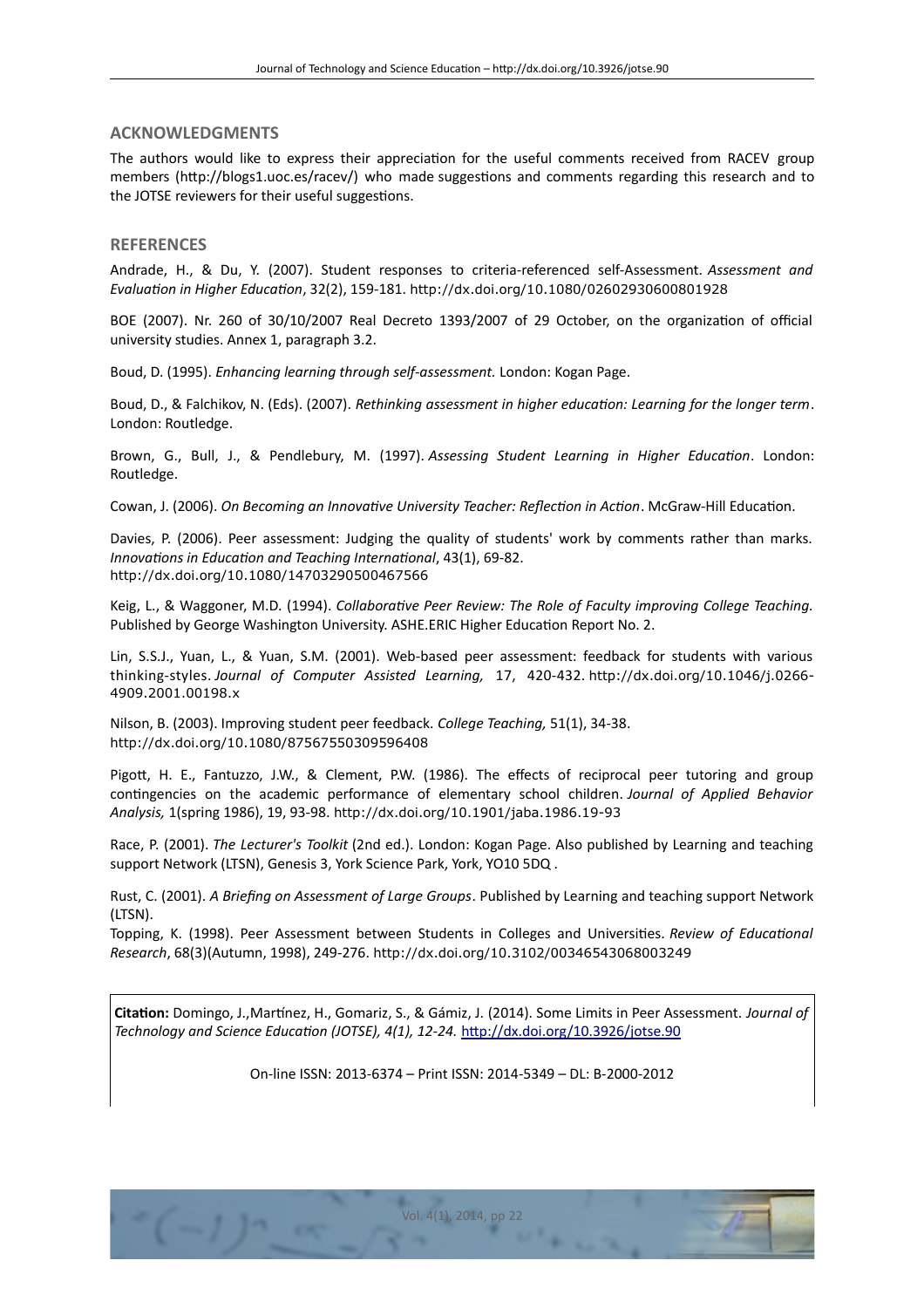## ACKNOWLEDGMENTS

The authors would like to express their appreciation for the useful comments received from RACEV group members (http://blogs1.uoc.es/racev/) who made suggestions and comments regarding this research and to the JOTSE reviewers for their useful suggestions.

## REFERENCES

Andrade, H., & Du, Y. (2007). Student responses to criteria-referenced self-Assessment. *Assessment and Evaluation in Higher Education*, 32(2), 159-181. http://dx.doi.org/10.1080/02602930600801928

BOE (2007). Nr. 260 of 30/10/2007 Real Decreto 1393/2007 of 29 October, on the organization of official university studies. Annex 1, paragraph 3.2.

Boud, D. (1995). *Enhancing learning through self-assessment.* London: Kogan Page.

Boud, D., & Falchikov, N. (Eds). (2007). *Rethinking assessment in higher education: Learning for the longer term*. London: Routledge.

Brown, G., Bull, J., & Pendlebury, M. (1997). *Assessing Student Learning in Higher Education*. London: Routledge.

Cowan, J. (2006). *On Becoming an Innovative University Teacher: Reflection in Action*. McGraw-Hill Education.

Davies, P. (2006). Peer assessment: Judging the quality of students' work by comments rather than marks. *Innovations in Education and Teaching International*, 43(1), 69-82. http://dx.doi.org/10.1080/14703290500467566

Keig, L., & Waggoner, M.D. (1994). *Collaborative Peer Review: The Role of Faculty improving College Teaching.* Published by George Washington University. ASHE.ERIC Higher Education Report No. 2.

Lin, S.S.J., Yuan, L., & Yuan, S.M. (2001). Web-based peer assessment: feedback for students with various thinking-styles. *Journal of Computer Assisted Learning,* 17, 420-432. http://dx.doi.org/10.1046/j.0266-4909.2001.00198.x

Nilson, B. (2003). Improving student peer feedback. *College Teaching,* 51(1), 34-38. http://dx.doi.org/10.1080/87567550309596408

Pigott, H. E., Fantuzzo, J.W., & Clement, P.W. (1986). The effects of reciprocal peer tutoring and group contingencies on the academic performance of elementary school children. *Journal of Applied Behavior Analysis,* 1(spring 1986), 19, 93-98. http://dx.doi.org/10.1901/jaba.1986.19-93

Race, P. (2001). *The Lecturer's Toolkit* (2nd ed.). London: Kogan Page. Also published by Learning and teaching support Network (LTSN), Genesis 3, York Science Park, York, YO10 5DQ .

Rust, C. (2001). *A Briefing on Assessment of Large Groups*. Published by Learning and teaching support Network (LTSN).

Topping, K. (1998). Peer Assessment between Students in Colleges and Universities. *Review of Educational Research*, 68(3)(Autumn, 1998), 249-276. http://dx.doi.org/10.3102/00346543068003249

**Citation:** Domingo, J.,Martínez, H., Gomariz, S., & Gámiz, J. (2014). Some Limits in Peer Assessment. *Journal of Technology and Science Education (JOTSE), 4(1), 12-24.* http://dx.doi.org/10.3926/jotse.90

On-line ISSN: 2013-6374 – Print ISSN: 2014-5349 – DL: B-2000-2012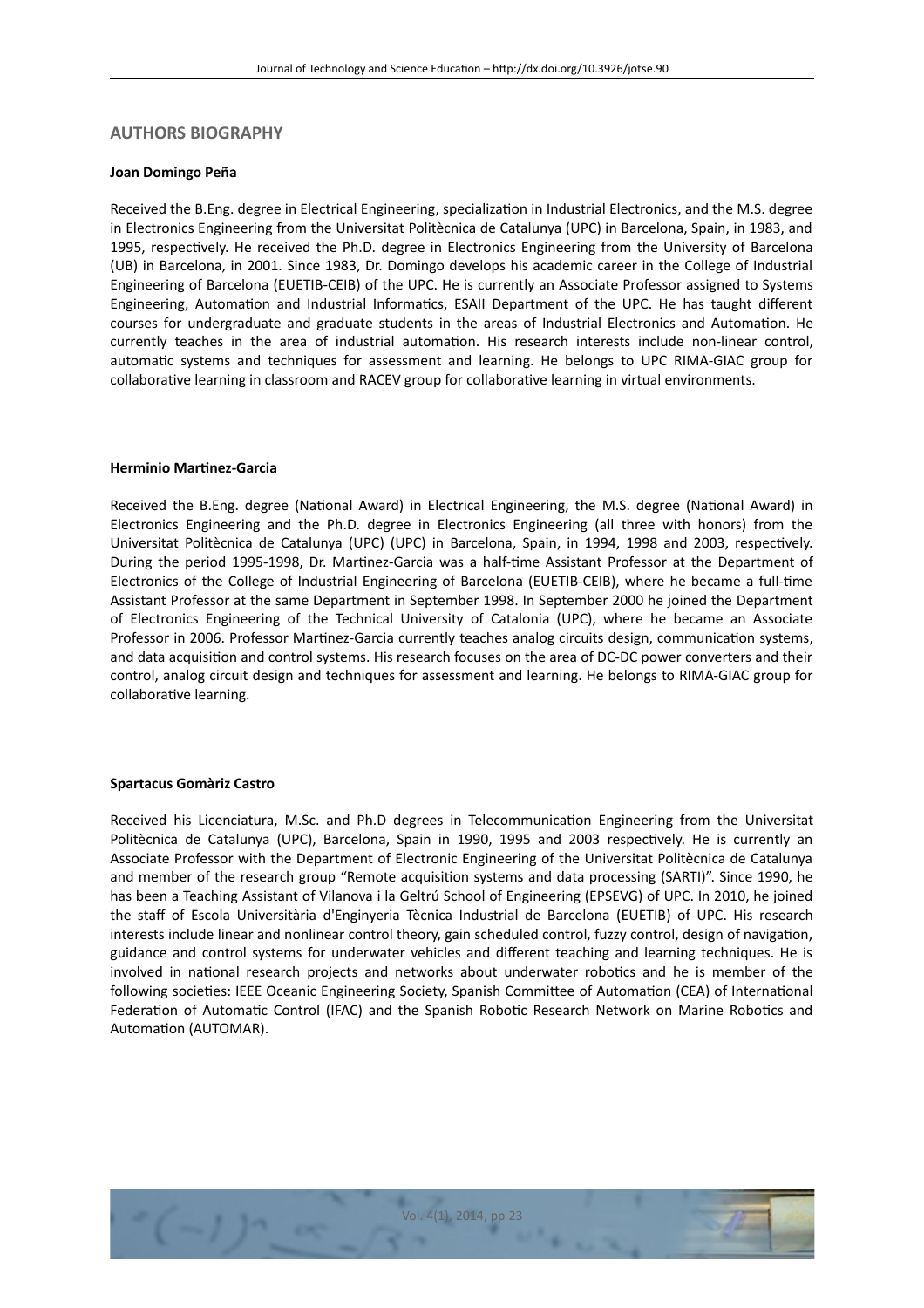## AUTHORS BIOGRAPHY

**Joan Domingo Peña**

Received the B.Eng. degree in Electrical Engineering, specialization in Industrial Electronics, and the M.S. degree in Electronics Engineering from the Universitat Politècnica de Catalunya (UPC) in Barcelona, Spain, in 1983, and 1995, respectively. He received the Ph.D. degree in Electronics Engineering from the University of Barcelona (UB) in Barcelona, in 2001. Since 1983, Dr. Domingo develops his academic career in the College of Industrial Engineering of Barcelona (EUETIB-CEIB) of the UPC. He is currently an Associate Professor assigned to Systems Engineering, Automation and Industrial Informatics, ESAII Department of the UPC. He has taught different courses for undergraduate and graduate students in the areas of Industrial Electronics and Automation. He currently teaches in the area of industrial automation. His research interests include non-linear control, automatic systems and techniques for assessment and learning. He belongs to UPC RIMA-GIAC group for collaborative learning in classroom and RACEV group for collaborative learning in virtual environments.

**Herminio Martinez-Garcia**

Received the B.Eng. degree (National Award) in Electrical Engineering, the M.S. degree (National Award) in Electronics Engineering and the Ph.D. degree in Electronics Engineering (all three with honors) from the Universitat Politècnica de Catalunya (UPC) (UPC) in Barcelona, Spain, in 1994, 1998 and 2003, respectively. During the period 1995-1998, Dr. Martinez-Garcia was a half-time Assistant Professor at the Department of Electronics of the College of Industrial Engineering of Barcelona (EUETIB-CEIB), where he became a full-time Assistant Professor at the same Department in September 1998. In September 2000 he joined the Department of Electronics Engineering of the Technical University of Catalonia (UPC), where he became an Associate Professor in 2006. Professor Martinez-Garcia currently teaches analog circuits design, communication systems, and data acquisition and control systems. His research focuses on the area of DC-DC power converters and their control, analog circuit design and techniques for assessment and learning. He belongs to RIMA-GIAC group for collaborative learning.

**Spartacus Gomàriz Castro**

Received his Licenciatura, M.Sc. and Ph.D degrees in Telecommunication Engineering from the Universitat Politècnica de Catalunya (UPC), Barcelona, Spain in 1990, 1995 and 2003 respectively. He is currently an Associate Professor with the Department of Electronic Engineering of the Universitat Politècnica de Catalunya and member of the research group "Remote acquisition systems and data processing (SARTI)". Since 1990, he has been a Teaching Assistant of Vilanova i la Geltrú School of Engineering (EPSEVG) of UPC. In 2010, he joined the staff of Escola Universitària d'Enginyeria Tècnica Industrial de Barcelona (EUETIB) of UPC. His research interests include linear and nonlinear control theory, gain scheduled control, fuzzy control, design of navigation, guidance and control systems for underwater vehicles and different teaching and learning techniques. He is involved in national research projects and networks about underwater robotics and he is member of the following societies: IEEE Oceanic Engineering Society, Spanish Committee of Automation (CEA) of International Federation of Automatic Control (IFAC) and the Spanish Robotic Research Network on Marine Robotics and Automation (AUTOMAR).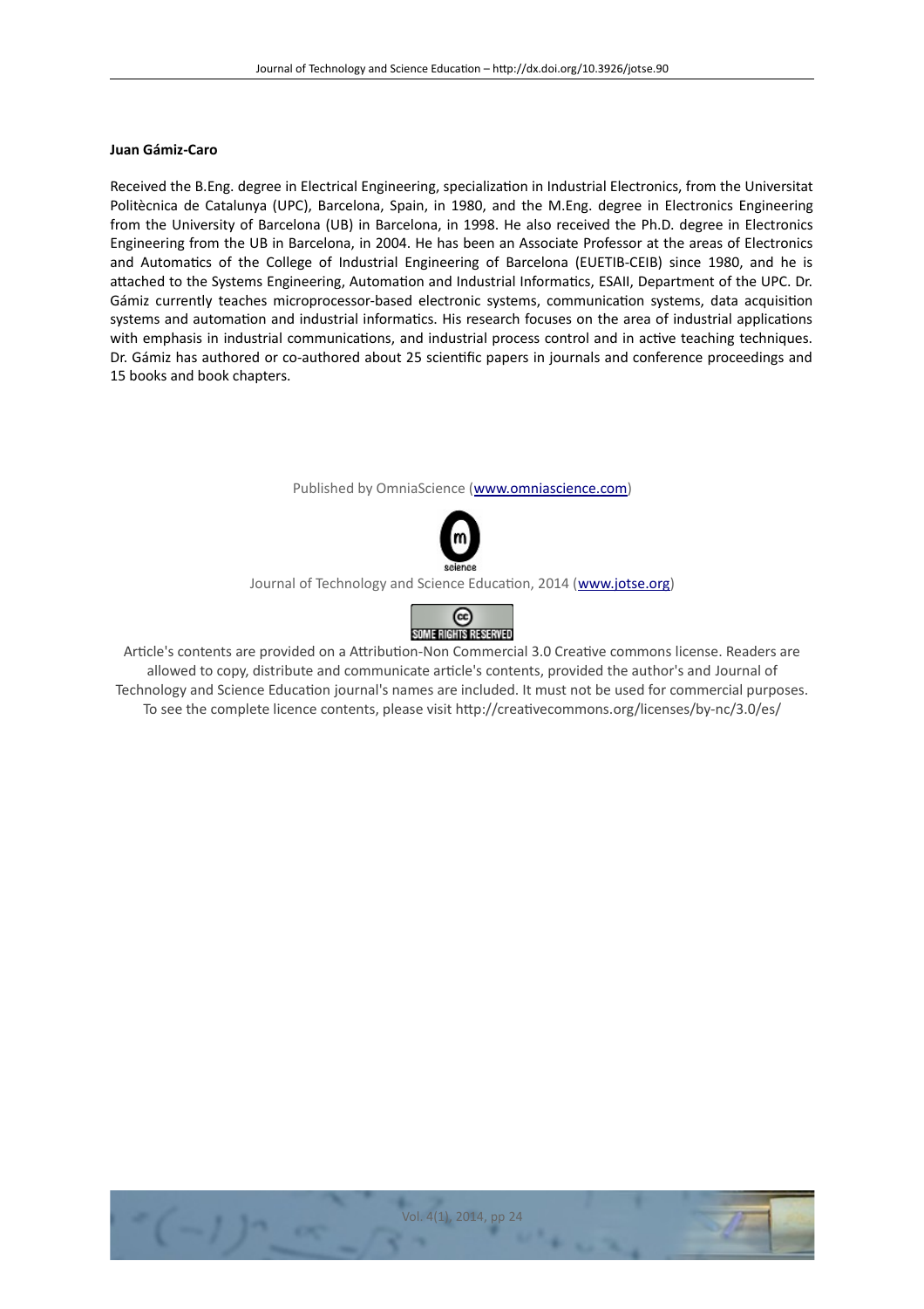**Juan Gámiz-Caro**

Received the B.Eng. degree in Electrical Engineering, specialization in Industrial Electronics, from the Universitat Politècnica de Catalunya (UPC), Barcelona, Spain, in 1980, and the M.Eng. degree in Electronics Engineering from the University of Barcelona (UB) in Barcelona, in 1998. He also received the Ph.D. degree in Electronics Engineering from the UB in Barcelona, in 2004. He has been an Associate Professor at the areas of Electronics and Automatics of the College of Industrial Engineering of Barcelona (EUETIB-CEIB) since 1980, and he is attached to the Systems Engineering, Automation and Industrial Informatics, ESAII, Department of the UPC. Dr. Gámiz currently teaches microprocessor-based electronic systems, communication systems, data acquisition systems and automation and industrial informatics. His research focuses on the area of industrial applications with emphasis in industrial communications, and industrial process control and in active teaching techniques. Dr. Gámiz has authored or co-authored about 25 scientific papers in journals and conference proceedings and 15 books and book chapters.

Published by OmniaScience (www.omniascience.com)

Journal of Technology and Science Education, 2014 (www.jotse.org)

Article's contents are provided on a Attribution-Non Commercial 3.0 Creative commons license. Readers are allowed to copy, distribute and communicate article's contents, provided the author's and Journal of Technology and Science Education journal's names are included. It must not be used for commercial purposes. To see the complete licence contents, please visit http://creativecommons.org/licenses/by-nc/3.0/es/